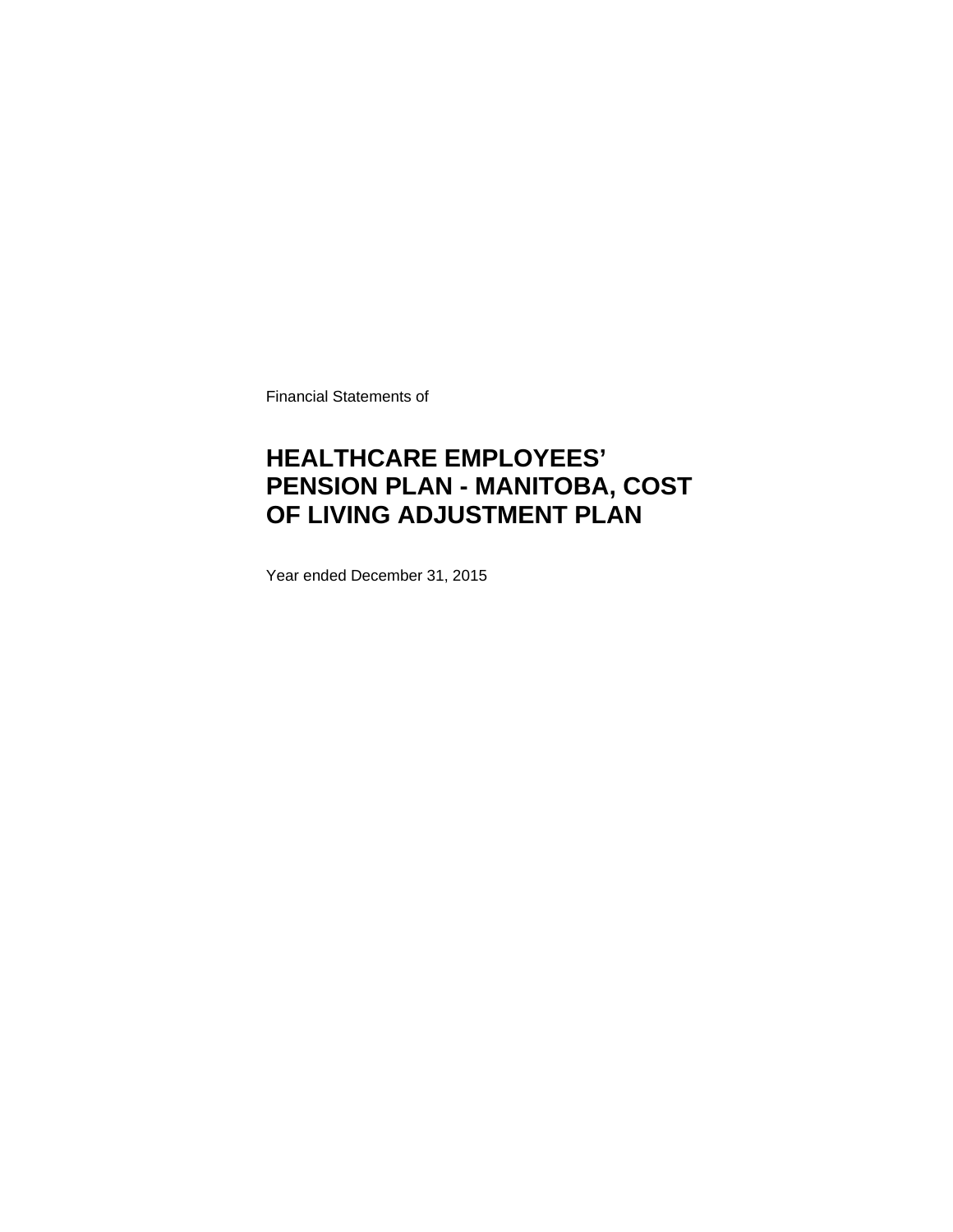Financial Statements of

# HEALTHCARE EMPLOYEES' PENSION PLAN - MANITOBA, COST OF LIVING ADJUSTMENT PLAN

Year ended December 31, 2015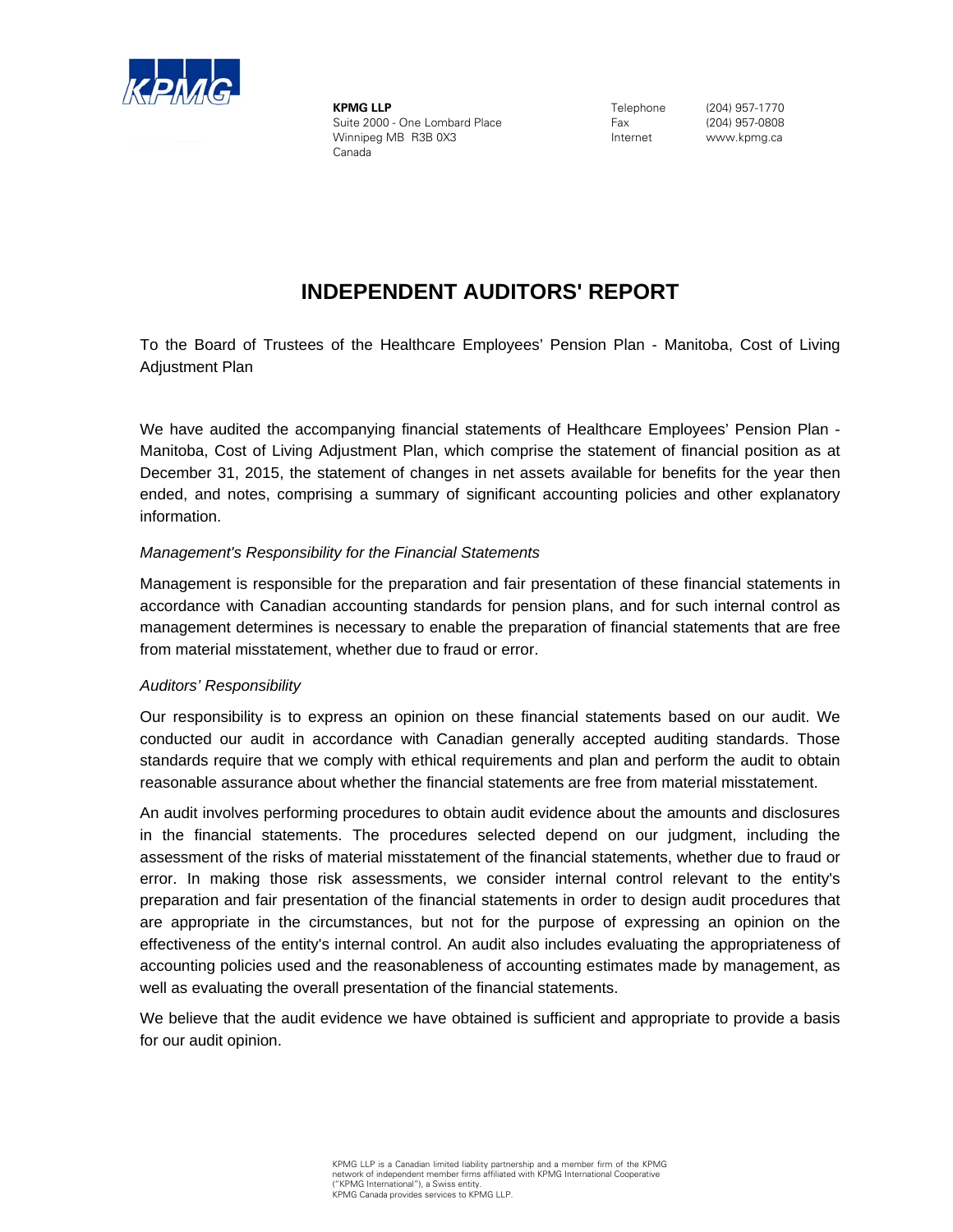**KPMG LLP**
Suite 2000 - One Lombard Place
Winnipeg MB R3B 0X3
Canada

Telephone (204) 957-1770
Fax (204) 957-0808
Internet www.kpmg.ca

# INDEPENDENT AUDITORS' REPORT

To the Board of Trustees of the Healthcare Employees' Pension Plan - Manitoba, Cost of Living Adjustment Plan

We have audited the accompanying financial statements of Healthcare Employees' Pension Plan - Manitoba, Cost of Living Adjustment Plan, which comprise the statement of financial position as at December 31, 2015, the statement of changes in net assets available for benefits for the year then ended, and notes, comprising a summary of significant accounting policies and other explanatory information.

*Management's Responsibility for the Financial Statements*

Management is responsible for the preparation and fair presentation of these financial statements in accordance with Canadian accounting standards for pension plans, and for such internal control as management determines is necessary to enable the preparation of financial statements that are free from material misstatement, whether due to fraud or error.

*Auditors' Responsibility*

Our responsibility is to express an opinion on these financial statements based on our audit. We conducted our audit in accordance with Canadian generally accepted auditing standards. Those standards require that we comply with ethical requirements and plan and perform the audit to obtain reasonable assurance about whether the financial statements are free from material misstatement.

An audit involves performing procedures to obtain audit evidence about the amounts and disclosures in the financial statements. The procedures selected depend on our judgment, including the assessment of the risks of material misstatement of the financial statements, whether due to fraud or error. In making those risk assessments, we consider internal control relevant to the entity's preparation and fair presentation of the financial statements in order to design audit procedures that are appropriate in the circumstances, but not for the purpose of expressing an opinion on the effectiveness of the entity's internal control. An audit also includes evaluating the appropriateness of accounting policies used and the reasonableness of accounting estimates made by management, as well as evaluating the overall presentation of the financial statements.

We believe that the audit evidence we have obtained is sufficient and appropriate to provide a basis for our audit opinion.

KPMG LLP is a Canadian limited liability partnership and a member firm of the KPMG network of independent member firms affiliated with KPMG International Cooperative ("KPMG International"), a Swiss entity.
KPMG Canada provides services to KPMG LLP.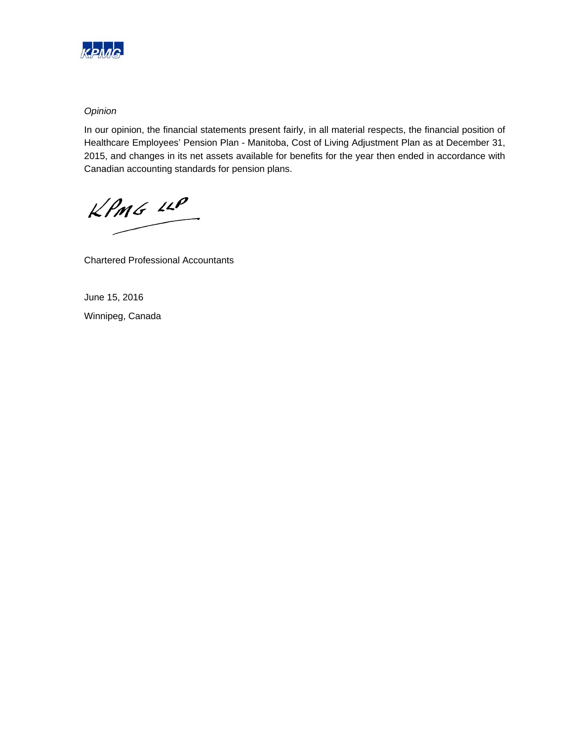*Opinion*

In our opinion, the financial statements present fairly, in all material respects, the financial position of Healthcare Employees' Pension Plan - Manitoba, Cost of Living Adjustment Plan as at December 31, 2015, and changes in its net assets available for benefits for the year then ended in accordance with Canadian accounting standards for pension plans.

KPMG LLP

Chartered Professional Accountants

June 15, 2016

Winnipeg, Canada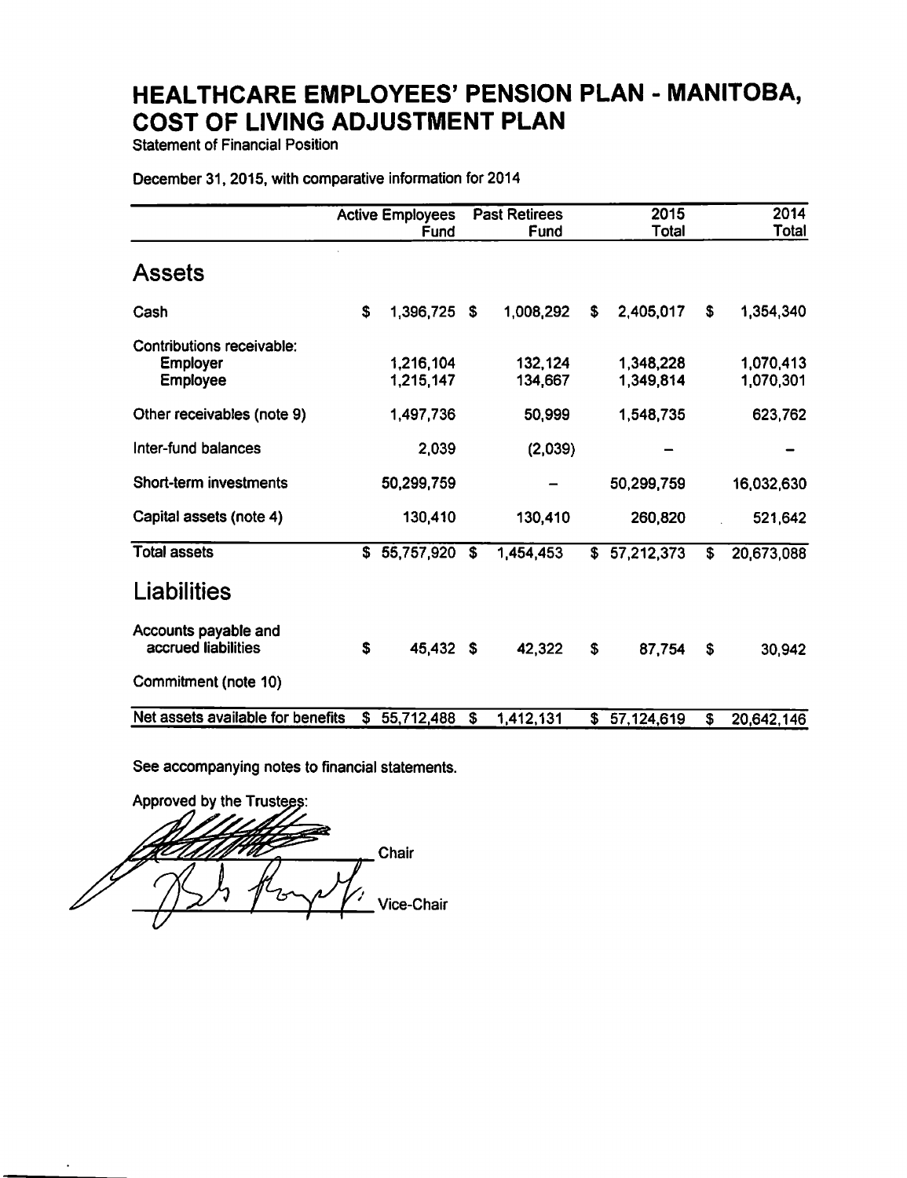# HEALTHCARE EMPLOYEES' PENSION PLAN - MANITOBA, COST OF LIVING ADJUSTMENT PLAN

Statement of Financial Position

December 31, 2015, with comparative information for 2014

| | Active Employees Fund | Past Retirees Fund | 2015 Total | 2014 Total |
|---|---|---|---|---|
| **Assets** | | | | |
| Cash | $ 1,396,725 | $ 1,008,292 | $ 2,405,017 | $ 1,354,340 |
| Contributions receivable: | | | | |
| Employer | 1,216,104 | 132,124 | 1,348,228 | 1,070,413 |
| Employee | 1,215,147 | 134,667 | 1,349,814 | 1,070,301 |
| Other receivables (note 9) | 1,497,736 | 50,999 | 1,548,735 | 623,762 |
| Inter-fund balances | 2,039 | (2,039) | – | – |
| Short-term investments | 50,299,759 | – | 50,299,759 | 16,032,630 |
| Capital assets (note 4) | 130,410 | 130,410 | 260,820 | 521,642 |
| Total assets | $ 55,757,920 | $ 1,454,453 | $ 57,212,373 | $ 20,673,088 |
| **Liabilities** | | | | |
| Accounts payable and accrued liabilities | $ 45,432 | $ 42,322 | $ 87,754 | $ 30,942 |
| Commitment (note 10) | | | | |
| Net assets available for benefits | $ 55,712,488 | $ 1,412,131 | $ 57,124,619 | $ 20,642,146 |

See accompanying notes to financial statements.

Approved by the Trustees:

_______________ Chair

_______________ Vice-Chair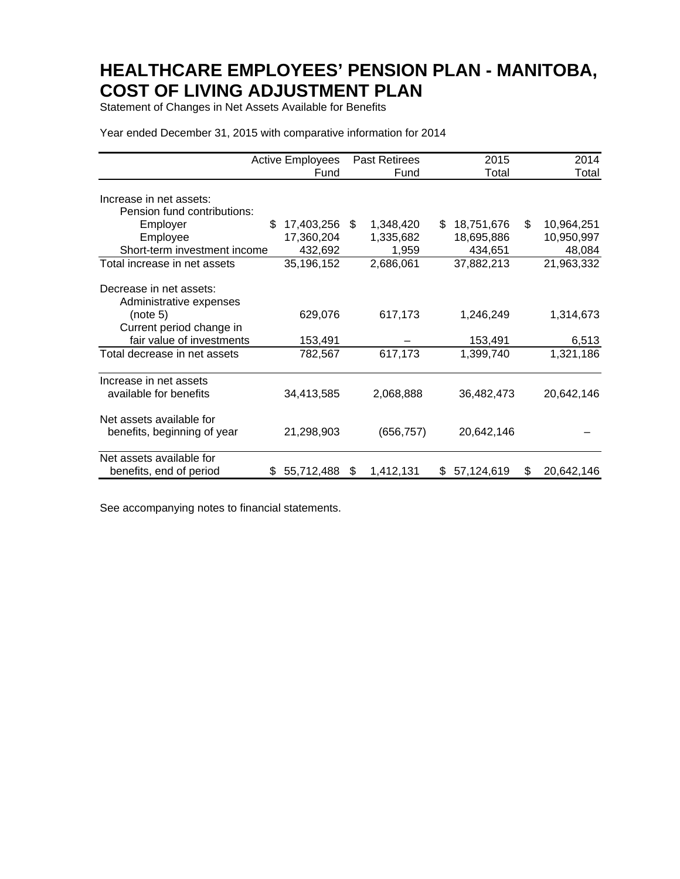# HEALTHCARE EMPLOYEES' PENSION PLAN - MANITOBA, COST OF LIVING ADJUSTMENT PLAN

Statement of Changes in Net Assets Available for Benefits

Year ended December 31, 2015 with comparative information for 2014

| | Active Employees Fund | Past Retirees Fund | 2015 Total | 2014 Total |
|---|---|---|---|---|
| Increase in net assets: | | | | |
| Pension fund contributions: | | | | |
| Employer | $ 17,403,256 | $ 1,348,420 | $ 18,751,676 | $ 10,964,251 |
| Employee | 17,360,204 | 1,335,682 | 18,695,886 | 10,950,997 |
| Short-term investment income | 432,692 | 1,959 | 434,651 | 48,084 |
| Total increase in net assets | 35,196,152 | 2,686,061 | 37,882,213 | 21,963,332 |
| Decrease in net assets: | | | | |
| Administrative expenses (note 5) | 629,076 | 617,173 | 1,246,249 | 1,314,673 |
| Current period change in fair value of investments | 153,491 | – | 153,491 | 6,513 |
| Total decrease in net assets | 782,567 | 617,173 | 1,399,740 | 1,321,186 |
| Increase in net assets available for benefits | 34,413,585 | 2,068,888 | 36,482,473 | 20,642,146 |
| Net assets available for benefits, beginning of year | 21,298,903 | (656,757) | 20,642,146 | – |
| Net assets available for benefits, end of period | $ 55,712,488 | $ 1,412,131 | $ 57,124,619 | $ 20,642,146 |

See accompanying notes to financial statements.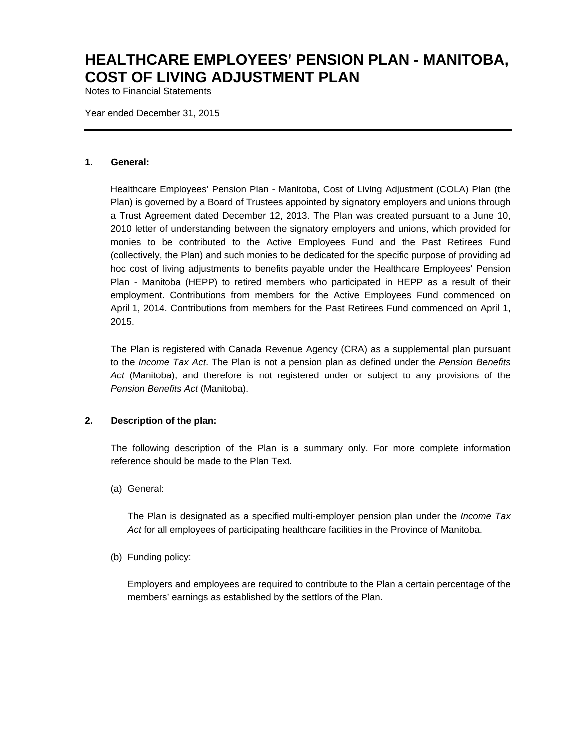# HEALTHCARE EMPLOYEES' PENSION PLAN - MANITOBA, COST OF LIVING ADJUSTMENT PLAN

Notes to Financial Statements

Year ended December 31, 2015

**1. General:**

Healthcare Employees' Pension Plan - Manitoba, Cost of Living Adjustment (COLA) Plan (the Plan) is governed by a Board of Trustees appointed by signatory employers and unions through a Trust Agreement dated December 12, 2013. The Plan was created pursuant to a June 10, 2010 letter of understanding between the signatory employers and unions, which provided for monies to be contributed to the Active Employees Fund and the Past Retirees Fund (collectively, the Plan) and such monies to be dedicated for the specific purpose of providing ad hoc cost of living adjustments to benefits payable under the Healthcare Employees' Pension Plan - Manitoba (HEPP) to retired members who participated in HEPP as a result of their employment. Contributions from members for the Active Employees Fund commenced on April 1, 2014. Contributions from members for the Past Retirees Fund commenced on April 1, 2015.

The Plan is registered with Canada Revenue Agency (CRA) as a supplemental plan pursuant to the *Income Tax Act*. The Plan is not a pension plan as defined under the *Pension Benefits Act* (Manitoba), and therefore is not registered under or subject to any provisions of the *Pension Benefits Act* (Manitoba).

**2. Description of the plan:**

The following description of the Plan is a summary only. For more complete information reference should be made to the Plan Text.

(a) General:

The Plan is designated as a specified multi-employer pension plan under the *Income Tax Act* for all employees of participating healthcare facilities in the Province of Manitoba.

(b) Funding policy:

Employers and employees are required to contribute to the Plan a certain percentage of the members' earnings as established by the settlors of the Plan.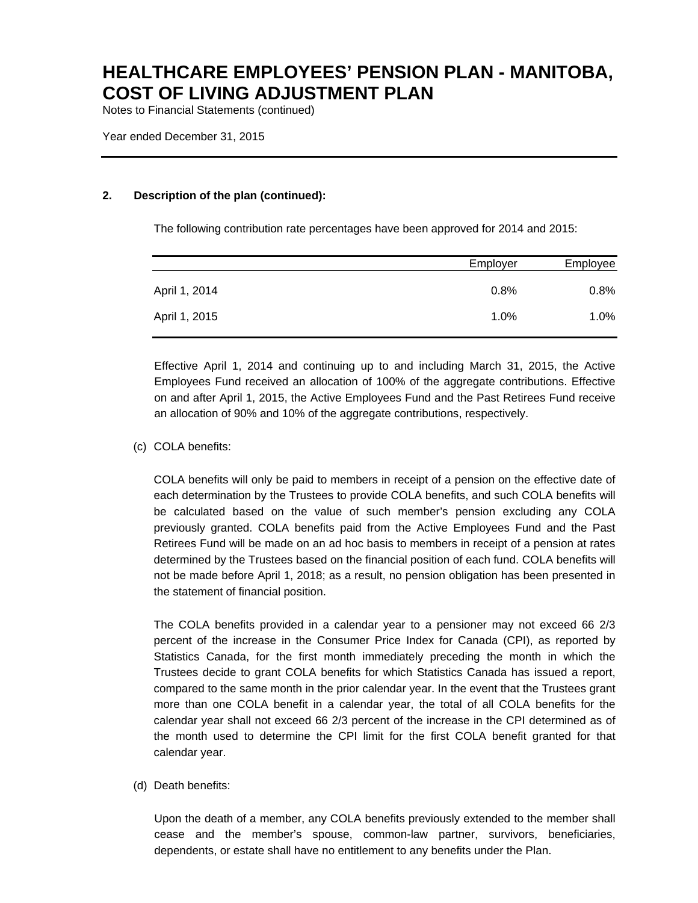# HEALTHCARE EMPLOYEES' PENSION PLAN - MANITOBA, COST OF LIVING ADJUSTMENT PLAN

Notes to Financial Statements (continued)

Year ended December 31, 2015

**2. Description of the plan (continued):**

The following contribution rate percentages have been approved for 2014 and 2015:

| | Employer | Employee |
|---|---|---|
| April 1, 2014 | 0.8% | 0.8% |
| April 1, 2015 | 1.0% | 1.0% |

Effective April 1, 2014 and continuing up to and including March 31, 2015, the Active Employees Fund received an allocation of 100% of the aggregate contributions. Effective on and after April 1, 2015, the Active Employees Fund and the Past Retirees Fund receive an allocation of 90% and 10% of the aggregate contributions, respectively.

(c) COLA benefits:

COLA benefits will only be paid to members in receipt of a pension on the effective date of each determination by the Trustees to provide COLA benefits, and such COLA benefits will be calculated based on the value of such member's pension excluding any COLA previously granted. COLA benefits paid from the Active Employees Fund and the Past Retirees Fund will be made on an ad hoc basis to members in receipt of a pension at rates determined by the Trustees based on the financial position of each fund. COLA benefits will not be made before April 1, 2018; as a result, no pension obligation has been presented in the statement of financial position.

The COLA benefits provided in a calendar year to a pensioner may not exceed 66 2/3 percent of the increase in the Consumer Price Index for Canada (CPI), as reported by Statistics Canada, for the first month immediately preceding the month in which the Trustees decide to grant COLA benefits for which Statistics Canada has issued a report, compared to the same month in the prior calendar year. In the event that the Trustees grant more than one COLA benefit in a calendar year, the total of all COLA benefits for the calendar year shall not exceed 66 2/3 percent of the increase in the CPI determined as of the month used to determine the CPI limit for the first COLA benefit granted for that calendar year.

(d) Death benefits:

Upon the death of a member, any COLA benefits previously extended to the member shall cease and the member's spouse, common-law partner, survivors, beneficiaries, dependents, or estate shall have no entitlement to any benefits under the Plan.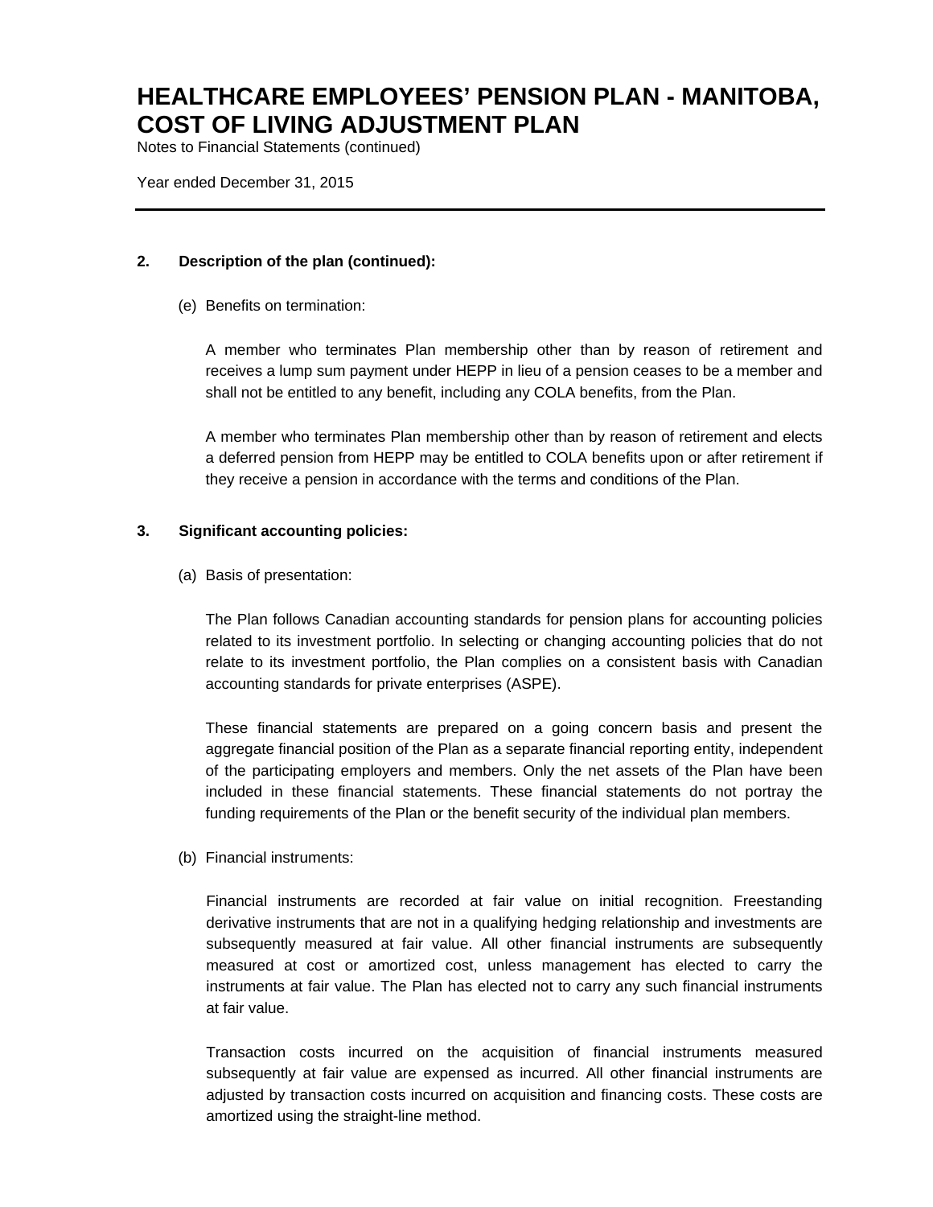## 2. Description of the plan (continued):

(e) Benefits on termination:

A member who terminates Plan membership other than by reason of retirement and receives a lump sum payment under HEPP in lieu of a pension ceases to be a member and shall not be entitled to any benefit, including any COLA benefits, from the Plan.

A member who terminates Plan membership other than by reason of retirement and elects a deferred pension from HEPP may be entitled to COLA benefits upon or after retirement if they receive a pension in accordance with the terms and conditions of the Plan.

## 3. Significant accounting policies:

(a) Basis of presentation:

The Plan follows Canadian accounting standards for pension plans for accounting policies related to its investment portfolio. In selecting or changing accounting policies that do not relate to its investment portfolio, the Plan complies on a consistent basis with Canadian accounting standards for private enterprises (ASPE).

These financial statements are prepared on a going concern basis and present the aggregate financial position of the Plan as a separate financial reporting entity, independent of the participating employers and members. Only the net assets of the Plan have been included in these financial statements. These financial statements do not portray the funding requirements of the Plan or the benefit security of the individual plan members.

(b) Financial instruments:

Financial instruments are recorded at fair value on initial recognition. Freestanding derivative instruments that are not in a qualifying hedging relationship and investments are subsequently measured at fair value. All other financial instruments are subsequently measured at cost or amortized cost, unless management has elected to carry the instruments at fair value. The Plan has elected not to carry any such financial instruments at fair value.

Transaction costs incurred on the acquisition of financial instruments measured subsequently at fair value are expensed as incurred. All other financial instruments are adjusted by transaction costs incurred on acquisition and financing costs. These costs are amortized using the straight-line method.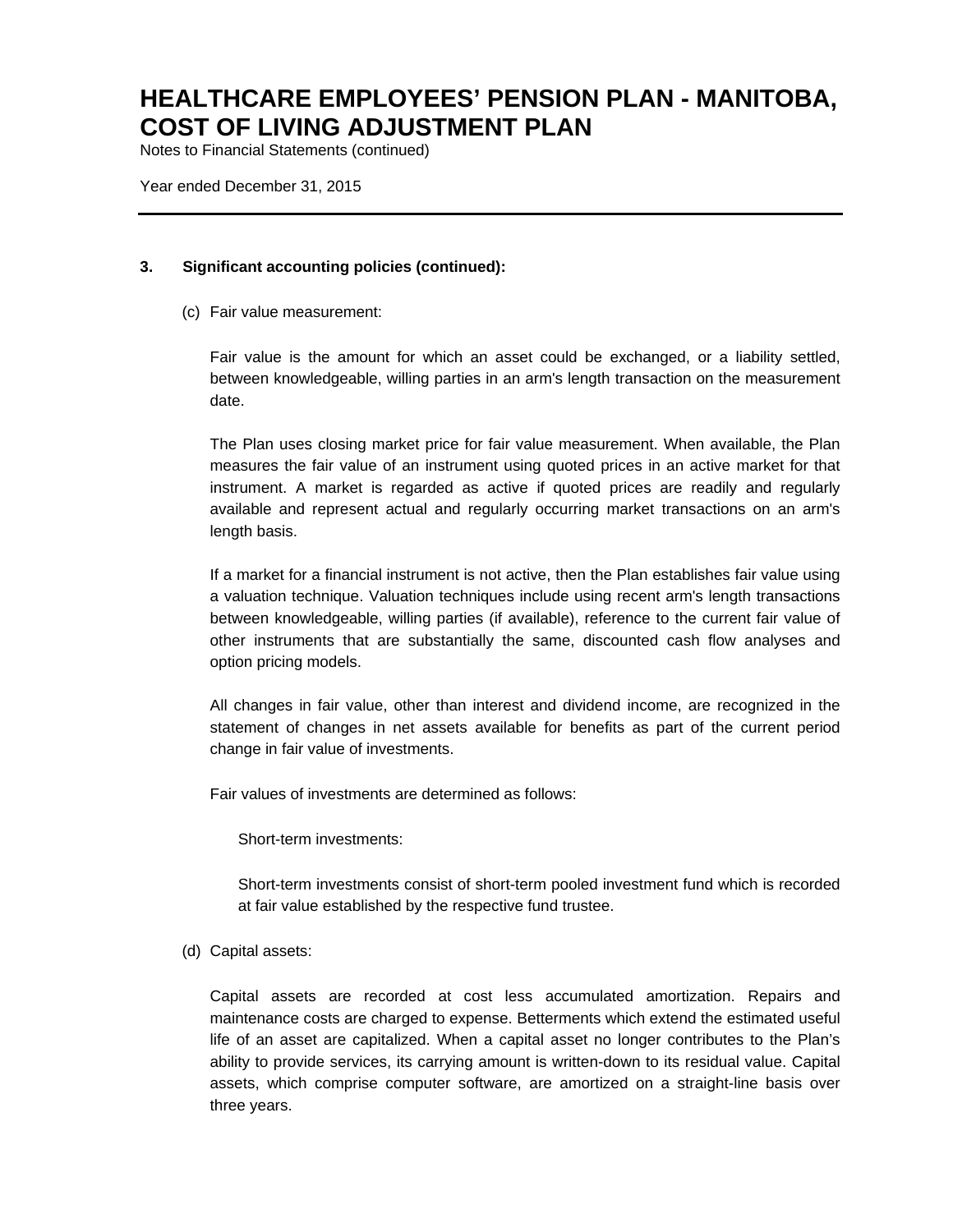# HEALTHCARE EMPLOYEES' PENSION PLAN - MANITOBA, COST OF LIVING ADJUSTMENT PLAN

Notes to Financial Statements (continued)

Year ended December 31, 2015

---

**3. Significant accounting policies (continued):**

(c) Fair value measurement:

Fair value is the amount for which an asset could be exchanged, or a liability settled, between knowledgeable, willing parties in an arm's length transaction on the measurement date.

The Plan uses closing market price for fair value measurement. When available, the Plan measures the fair value of an instrument using quoted prices in an active market for that instrument. A market is regarded as active if quoted prices are readily and regularly available and represent actual and regularly occurring market transactions on an arm's length basis.

If a market for a financial instrument is not active, then the Plan establishes fair value using a valuation technique. Valuation techniques include using recent arm's length transactions between knowledgeable, willing parties (if available), reference to the current fair value of other instruments that are substantially the same, discounted cash flow analyses and option pricing models.

All changes in fair value, other than interest and dividend income, are recognized in the statement of changes in net assets available for benefits as part of the current period change in fair value of investments.

Fair values of investments are determined as follows:

Short-term investments:

Short-term investments consist of short-term pooled investment fund which is recorded at fair value established by the respective fund trustee.

(d) Capital assets:

Capital assets are recorded at cost less accumulated amortization. Repairs and maintenance costs are charged to expense. Betterments which extend the estimated useful life of an asset are capitalized. When a capital asset no longer contributes to the Plan's ability to provide services, its carrying amount is written-down to its residual value. Capital assets, which comprise computer software, are amortized on a straight-line basis over three years.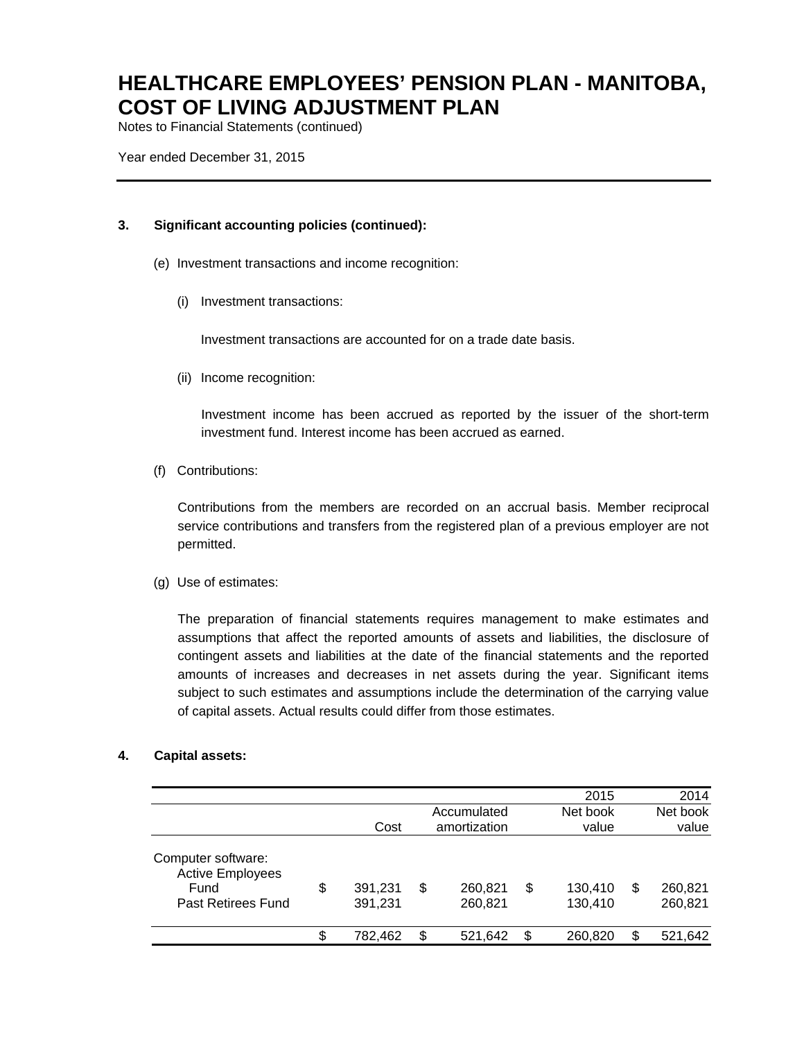# HEALTHCARE EMPLOYEES' PENSION PLAN - MANITOBA, COST OF LIVING ADJUSTMENT PLAN

Notes to Financial Statements (continued)

Year ended December 31, 2015

---

**3. Significant accounting policies (continued):**

(e) Investment transactions and income recognition:

(i) Investment transactions:

Investment transactions are accounted for on a trade date basis.

(ii) Income recognition:

Investment income has been accrued as reported by the issuer of the short-term investment fund. Interest income has been accrued as earned.

(f) Contributions:

Contributions from the members are recorded on an accrual basis. Member reciprocal service contributions and transfers from the registered plan of a previous employer are not permitted.

(g) Use of estimates:

The preparation of financial statements requires management to make estimates and assumptions that affect the reported amounts of assets and liabilities, the disclosure of contingent assets and liabilities at the date of the financial statements and the reported amounts of increases and decreases in net assets during the year. Significant items subject to such estimates and assumptions include the determination of the carrying value of capital assets. Actual results could differ from those estimates.

**4. Capital assets:**

| | | | 2015 | 2014 |
|---|---|---|---|---|
| | Cost | Accumulated amortization | Net book value | Net book value |
| Computer software: | | | | |
| Active Employees Fund | $ 391,231 | $ 260,821 | $ 130,410 | $ 260,821 |
| Past Retirees Fund | 391,231 | 260,821 | 130,410 | 260,821 |
| | $ 782,462 | $ 521,642 | $ 260,820 | $ 521,642 |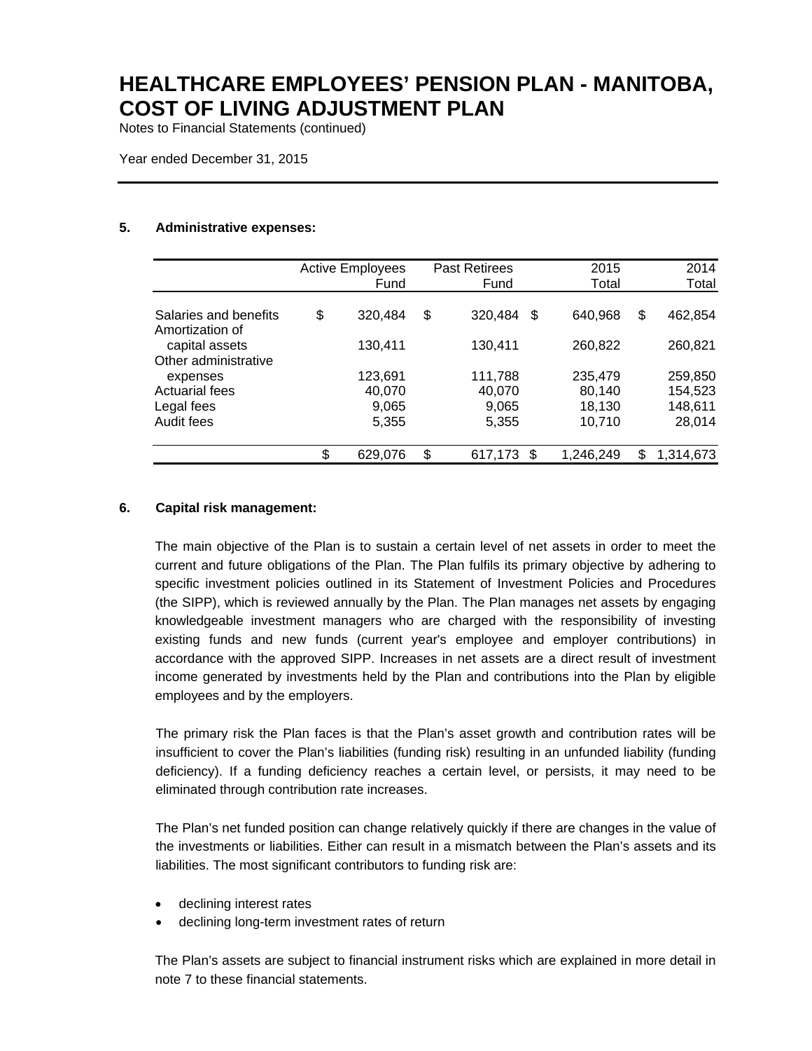# HEALTHCARE EMPLOYEES' PENSION PLAN - MANITOBA, COST OF LIVING ADJUSTMENT PLAN

Notes to Financial Statements (continued)

Year ended December 31, 2015

## 5. Administrative expenses:

| | Active Employees Fund | Past Retirees Fund | 2015 Total | 2014 Total |
|---|---|---|---|---|
| Salaries and benefits | $ 320,484 | $ 320,484 | $ 640,968 | $ 462,854 |
| Amortization of capital assets | 130,411 | 130,411 | 260,822 | 260,821 |
| Other administrative expenses | 123,691 | 111,788 | 235,479 | 259,850 |
| Actuarial fees | 40,070 | 40,070 | 80,140 | 154,523 |
| Legal fees | 9,065 | 9,065 | 18,130 | 148,611 |
| Audit fees | 5,355 | 5,355 | 10,710 | 28,014 |
| | $ 629,076 | $ 617,173 | $ 1,246,249 | $ 1,314,673 |

## 6. Capital risk management:

The main objective of the Plan is to sustain a certain level of net assets in order to meet the current and future obligations of the Plan. The Plan fulfils its primary objective by adhering to specific investment policies outlined in its Statement of Investment Policies and Procedures (the SIPP), which is reviewed annually by the Plan. The Plan manages net assets by engaging knowledgeable investment managers who are charged with the responsibility of investing existing funds and new funds (current year's employee and employer contributions) in accordance with the approved SIPP. Increases in net assets are a direct result of investment income generated by investments held by the Plan and contributions into the Plan by eligible employees and by the employers.

The primary risk the Plan faces is that the Plan's asset growth and contribution rates will be insufficient to cover the Plan's liabilities (funding risk) resulting in an unfunded liability (funding deficiency). If a funding deficiency reaches a certain level, or persists, it may need to be eliminated through contribution rate increases.

The Plan's net funded position can change relatively quickly if there are changes in the value of the investments or liabilities. Either can result in a mismatch between the Plan's assets and its liabilities. The most significant contributors to funding risk are:

- declining interest rates
- declining long-term investment rates of return

The Plan's assets are subject to financial instrument risks which are explained in more detail in note 7 to these financial statements.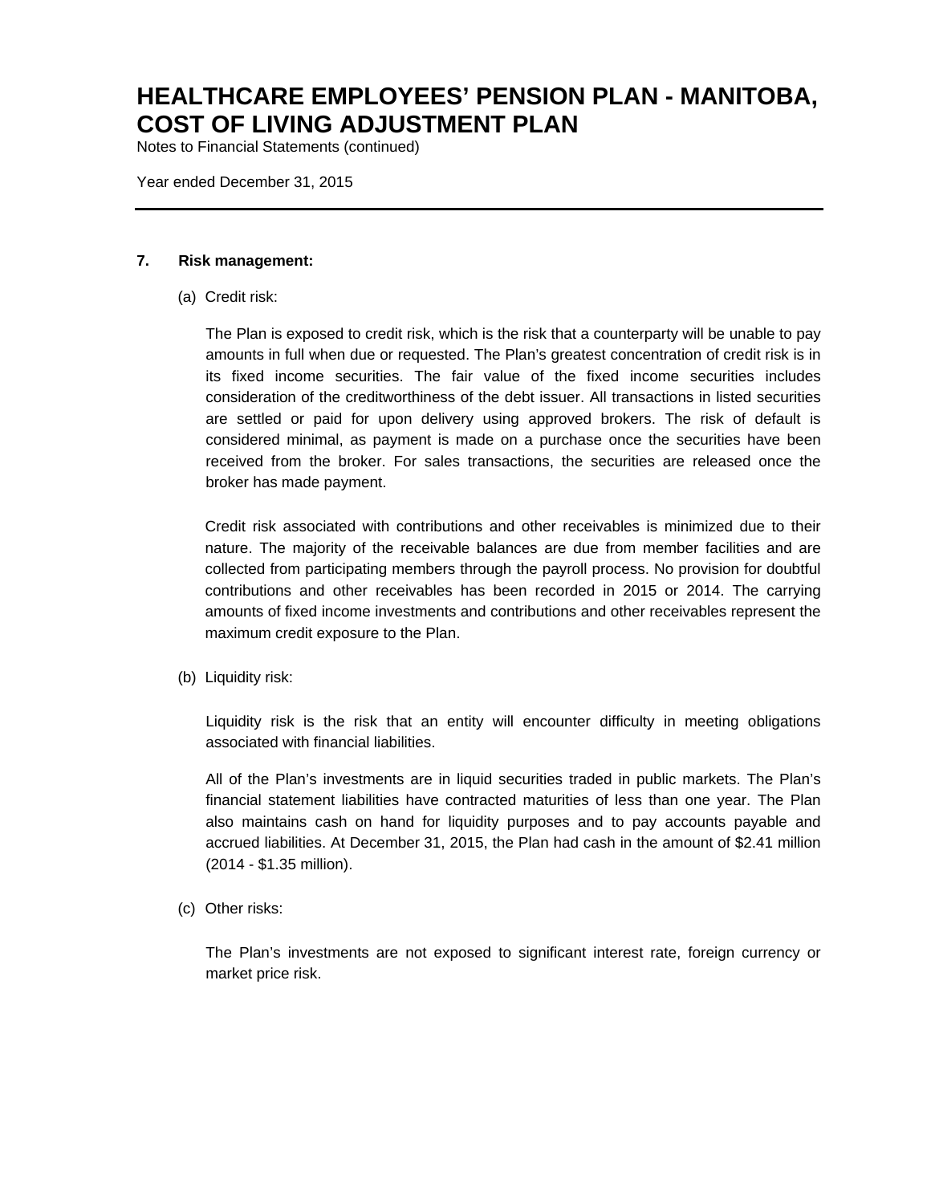### 7. Risk management:

(a) Credit risk:

The Plan is exposed to credit risk, which is the risk that a counterparty will be unable to pay amounts in full when due or requested. The Plan's greatest concentration of credit risk is in its fixed income securities. The fair value of the fixed income securities includes consideration of the creditworthiness of the debt issuer. All transactions in listed securities are settled or paid for upon delivery using approved brokers. The risk of default is considered minimal, as payment is made on a purchase once the securities have been received from the broker. For sales transactions, the securities are released once the broker has made payment.

Credit risk associated with contributions and other receivables is minimized due to their nature. The majority of the receivable balances are due from member facilities and are collected from participating members through the payroll process. No provision for doubtful contributions and other receivables has been recorded in 2015 or 2014. The carrying amounts of fixed income investments and contributions and other receivables represent the maximum credit exposure to the Plan.

(b) Liquidity risk:

Liquidity risk is the risk that an entity will encounter difficulty in meeting obligations associated with financial liabilities.

All of the Plan's investments are in liquid securities traded in public markets. The Plan's financial statement liabilities have contracted maturities of less than one year. The Plan also maintains cash on hand for liquidity purposes and to pay accounts payable and accrued liabilities. At December 31, 2015, the Plan had cash in the amount of $2.41 million (2014 - $1.35 million).

(c) Other risks:

The Plan's investments are not exposed to significant interest rate, foreign currency or market price risk.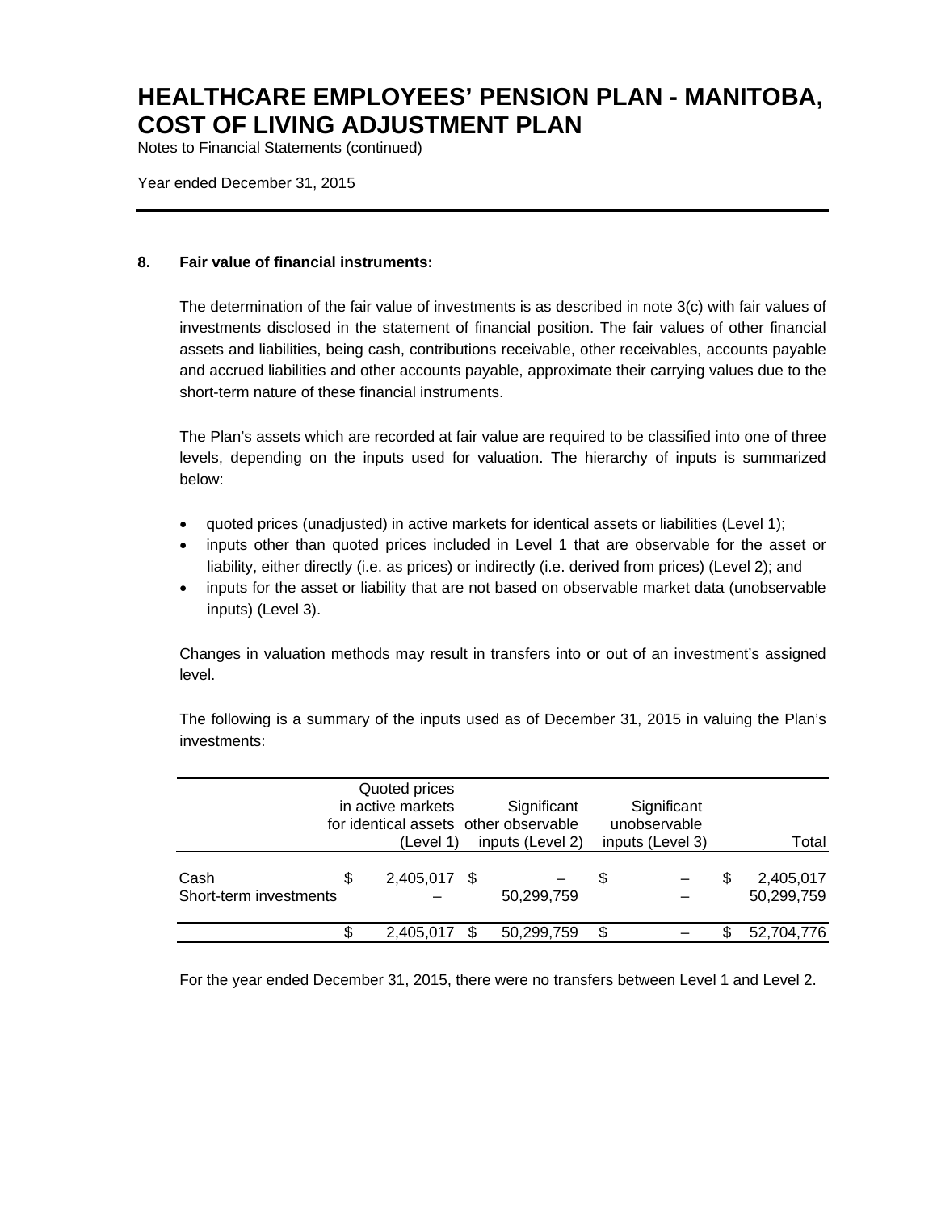# HEALTHCARE EMPLOYEES' PENSION PLAN - MANITOBA, COST OF LIVING ADJUSTMENT PLAN

Notes to Financial Statements (continued)

Year ended December 31, 2015

## 8. Fair value of financial instruments:

The determination of the fair value of investments is as described in note 3(c) with fair values of investments disclosed in the statement of financial position. The fair values of other financial assets and liabilities, being cash, contributions receivable, other receivables, accounts payable and accrued liabilities and other accounts payable, approximate their carrying values due to the short-term nature of these financial instruments.

The Plan's assets which are recorded at fair value are required to be classified into one of three levels, depending on the inputs used for valuation. The hierarchy of inputs is summarized below:

- quoted prices (unadjusted) in active markets for identical assets or liabilities (Level 1);
- inputs other than quoted prices included in Level 1 that are observable for the asset or liability, either directly (i.e. as prices) or indirectly (i.e. derived from prices) (Level 2); and
- inputs for the asset or liability that are not based on observable market data (unobservable inputs) (Level 3).

Changes in valuation methods may result in transfers into or out of an investment's assigned level.

The following is a summary of the inputs used as of December 31, 2015 in valuing the Plan's investments:

| | Quoted prices in active markets for identical assets (Level 1) | Significant other observable inputs (Level 2) | Significant unobservable inputs (Level 3) | Total |
|---|---|---|---|---|
| Cash | $ 2,405,017 | $ – | $ – | $ 2,405,017 |
| Short-term investments | – | 50,299,759 | – | 50,299,759 |
| | $ 2,405,017 | $ 50,299,759 | $ – | $ 52,704,776 |

For the year ended December 31, 2015, there were no transfers between Level 1 and Level 2.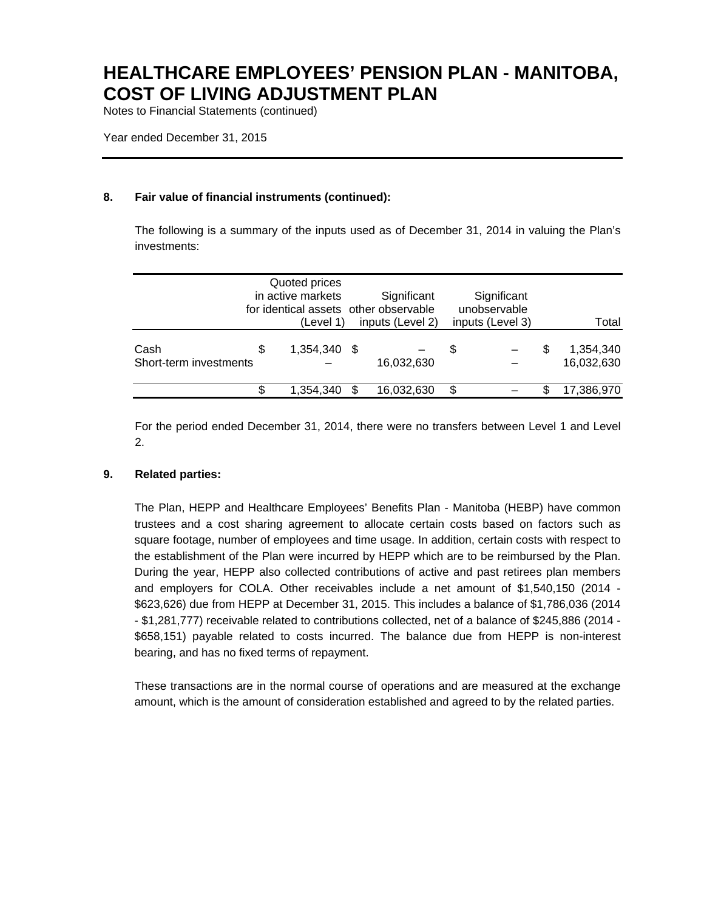# HEALTHCARE EMPLOYEES' PENSION PLAN - MANITOBA, COST OF LIVING ADJUSTMENT PLAN

Notes to Financial Statements (continued)

Year ended December 31, 2015

## 8. Fair value of financial instruments (continued):

The following is a summary of the inputs used as of December 31, 2014 in valuing the Plan's investments:

| | Quoted prices in active markets for identical assets (Level 1) | Significant other observable inputs (Level 2) | Significant unobservable inputs (Level 3) | Total |
|---|---|---|---|---|
| Cash | $ 1,354,340 | $ – | $ – | $ 1,354,340 |
| Short-term investments | – | 16,032,630 | – | 16,032,630 |
| | $ 1,354,340 | $ 16,032,630 | $ – | $ 17,386,970 |

For the period ended December 31, 2014, there were no transfers between Level 1 and Level 2.

## 9. Related parties:

The Plan, HEPP and Healthcare Employees' Benefits Plan - Manitoba (HEBP) have common trustees and a cost sharing agreement to allocate certain costs based on factors such as square footage, number of employees and time usage. In addition, certain costs with respect to the establishment of the Plan were incurred by HEPP which are to be reimbursed by the Plan. During the year, HEPP also collected contributions of active and past retirees plan members and employers for COLA. Other receivables include a net amount of $1,540,150 (2014 - $623,626) due from HEPP at December 31, 2015. This includes a balance of $1,786,036 (2014 - $1,281,777) receivable related to contributions collected, net of a balance of $245,886 (2014 - $658,151) payable related to costs incurred. The balance due from HEPP is non-interest bearing, and has no fixed terms of repayment.

These transactions are in the normal course of operations and are measured at the exchange amount, which is the amount of consideration established and agreed to by the related parties.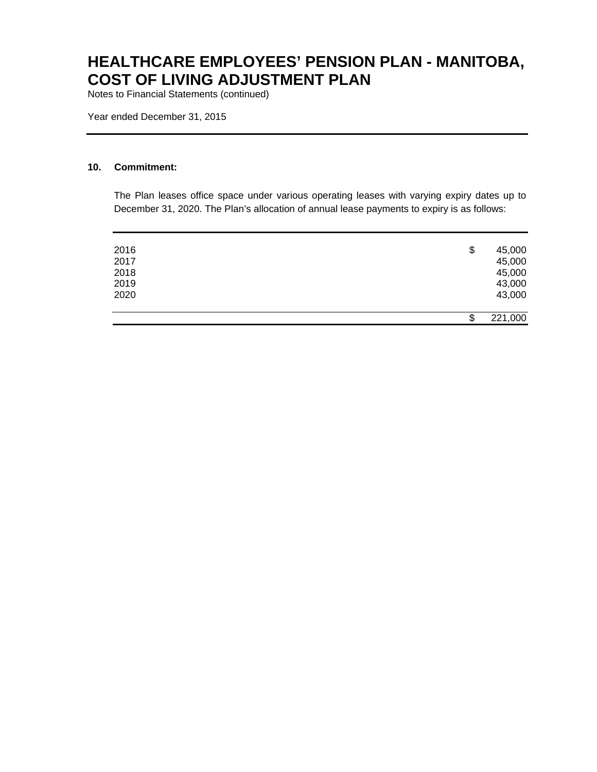# HEALTHCARE EMPLOYEES' PENSION PLAN - MANITOBA, COST OF LIVING ADJUSTMENT PLAN

Notes to Financial Statements (continued)

Year ended December 31, 2015

## 10. Commitment:

The Plan leases office space under various operating leases with varying expiry dates up to December 31, 2020. The Plan's allocation of annual lease payments to expiry is as follows:

| | |
|---|---|
| 2016 | $ 45,000 |
| 2017 | 45,000 |
| 2018 | 45,000 |
| 2019 | 43,000 |
| 2020 | 43,000 |
| | $ 221,000 |